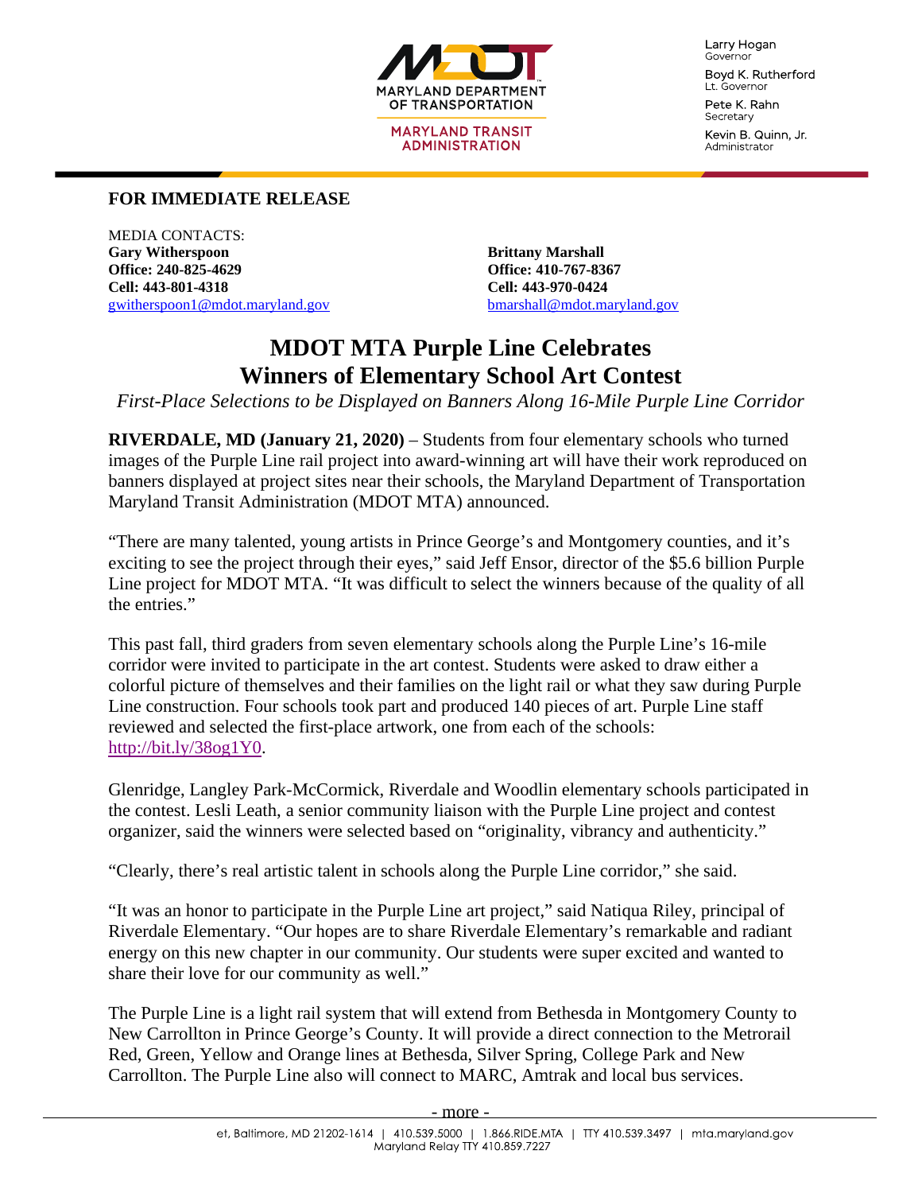MARYLAND DEPARTMENT OF TRANSPORTATION
MARYLAND TRANSIT ADMINISTRATION

Larry Hogan
Governor

Boyd K. Rutherford
Lt. Governor

Pete K. Rahn
Secretary

Kevin B. Quinn, Jr.
Administrator

**FOR IMMEDIATE RELEASE**

MEDIA CONTACTS:

**Gary Witherspoon**
**Office: 240-825-4629**
**Cell: 443-801-4318**
gwitherspoon1@mdot.maryland.gov

**Brittany Marshall**
**Office: 410-767-8367**
**Cell: 443-970-0424**
bmarshall@mdot.maryland.gov

# MDOT MTA Purple Line Celebrates Winners of Elementary School Art Contest

*First-Place Selections to be Displayed on Banners Along 16-Mile Purple Line Corridor*

**RIVERDALE, MD (January 21, 2020)** – Students from four elementary schools who turned images of the Purple Line rail project into award-winning art will have their work reproduced on banners displayed at project sites near their schools, the Maryland Department of Transportation Maryland Transit Administration (MDOT MTA) announced.

"There are many talented, young artists in Prince George's and Montgomery counties, and it's exciting to see the project through their eyes," said Jeff Ensor, director of the $5.6 billion Purple Line project for MDOT MTA. "It was difficult to select the winners because of the quality of all the entries."

This past fall, third graders from seven elementary schools along the Purple Line's 16-mile corridor were invited to participate in the art contest. Students were asked to draw either a colorful picture of themselves and their families on the light rail or what they saw during Purple Line construction. Four schools took part and produced 140 pieces of art. Purple Line staff reviewed and selected the first-place artwork, one from each of the schools: http://bit.ly/38og1Y0.

Glenridge, Langley Park-McCormick, Riverdale and Woodlin elementary schools participated in the contest. Lesli Leath, a senior community liaison with the Purple Line project and contest organizer, said the winners were selected based on "originality, vibrancy and authenticity."

"Clearly, there's real artistic talent in schools along the Purple Line corridor," she said.

"It was an honor to participate in the Purple Line art project," said Natiqua Riley, principal of Riverdale Elementary. "Our hopes are to share Riverdale Elementary's remarkable and radiant energy on this new chapter in our community. Our students were super excited and wanted to share their love for our community as well."

The Purple Line is a light rail system that will extend from Bethesda in Montgomery County to New Carrollton in Prince George's County. It will provide a direct connection to the Metrorail Red, Green, Yellow and Orange lines at Bethesda, Silver Spring, College Park and New Carrollton. The Purple Line also will connect to MARC, Amtrak and local bus services.

- more -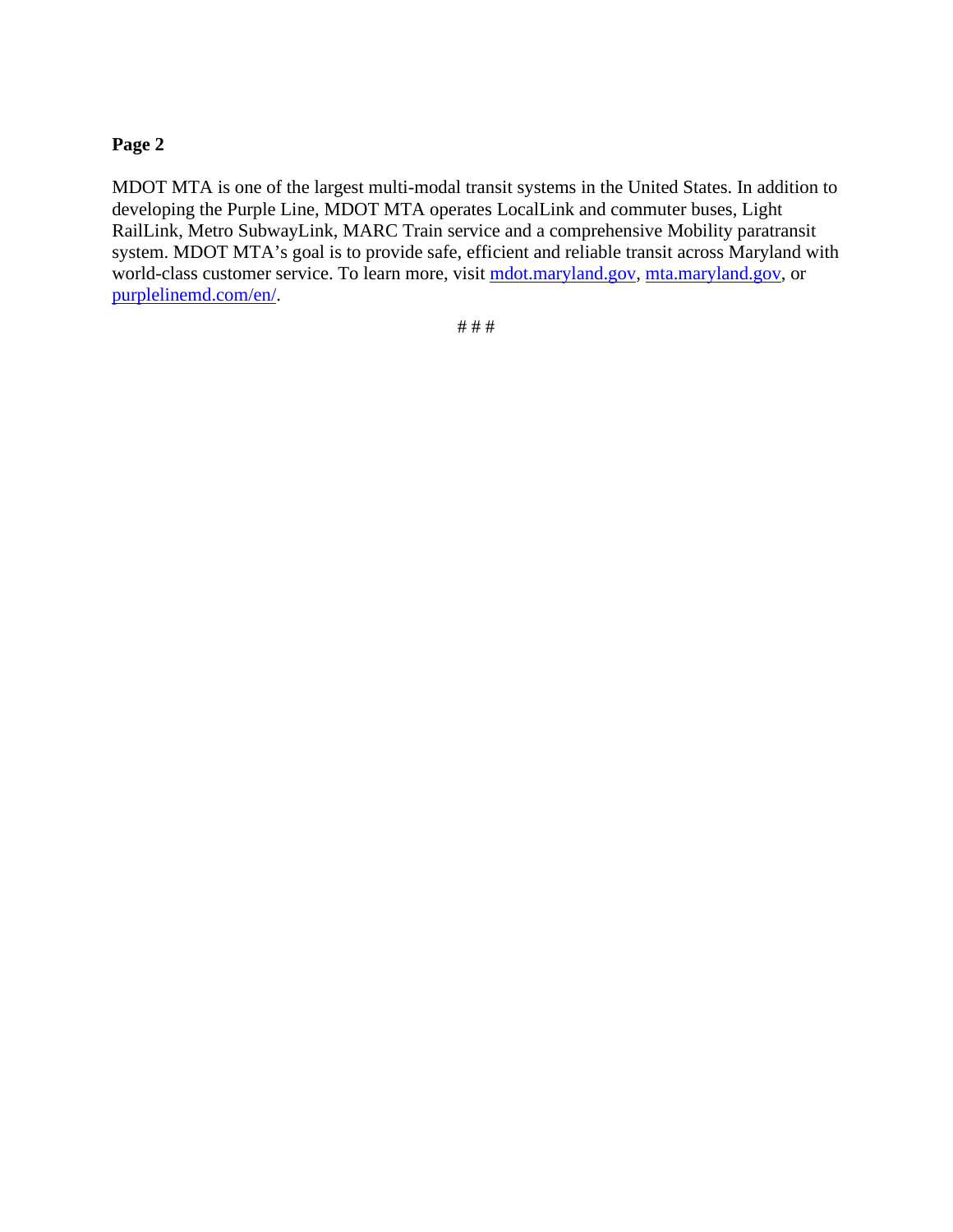MDOT MTA is one of the largest multi-modal transit systems in the United States. In addition to developing the Purple Line, MDOT MTA operates LocalLink and commuter buses, Light RailLink, Metro SubwayLink, MARC Train service and a comprehensive Mobility paratransit system. MDOT MTA's goal is to provide safe, efficient and reliable transit across Maryland with world-class customer service. To learn more, visit mdot.maryland.gov, mta.maryland.gov, or purplelinemd.com/en/.

# # #